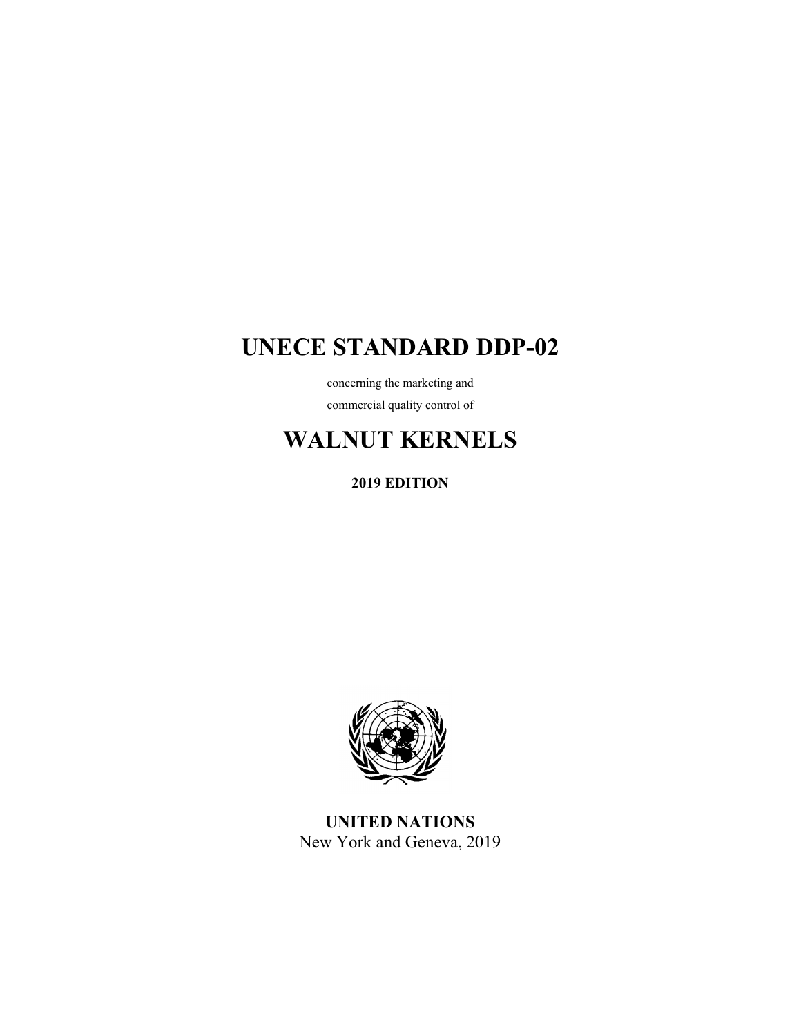# UNECE STANDARD DDP-02

concerning the marketing and

commercial quality control of

# WALNUT KERNELS

**2019 EDITION**

**UNITED NATIONS**

New York and Geneva, 2019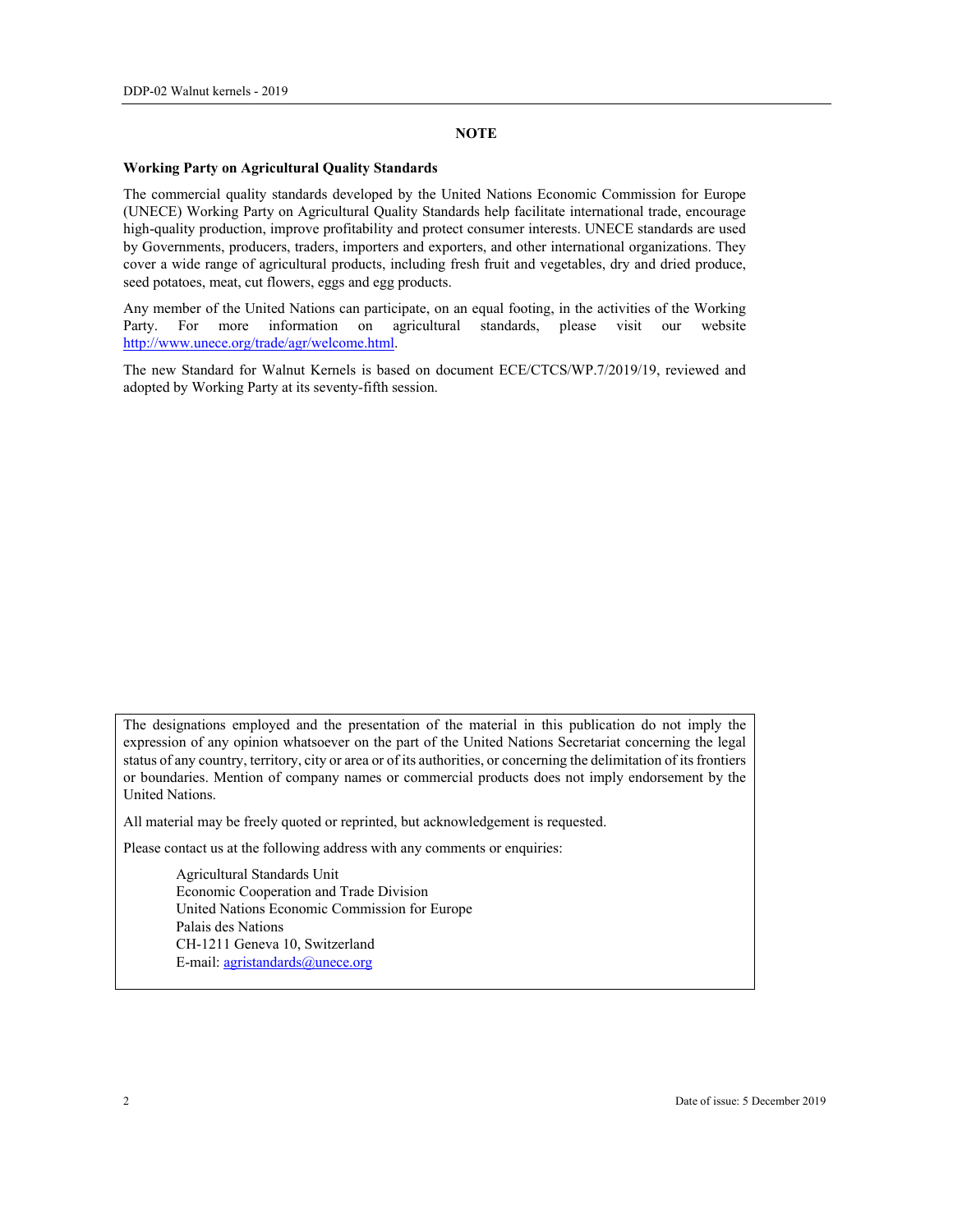# NOTE

**Working Party on Agricultural Quality Standards**

The commercial quality standards developed by the United Nations Economic Commission for Europe (UNECE) Working Party on Agricultural Quality Standards help facilitate international trade, encourage high-quality production, improve profitability and protect consumer interests. UNECE standards are used by Governments, producers, traders, importers and exporters, and other international organizations. They cover a wide range of agricultural products, including fresh fruit and vegetables, dry and dried produce, seed potatoes, meat, cut flowers, eggs and egg products.

Any member of the United Nations can participate, on an equal footing, in the activities of the Working Party. For more information on agricultural standards, please visit our website [http://www.unece.org/trade/agr/welcome.html](http://www.unece.org/trade/agr/welcome.html).

The new Standard for Walnut Kernels is based on document ECE/CTCS/WP.7/2019/19, reviewed and adopted by Working Party at its seventy-fifth session.

The designations employed and the presentation of the material in this publication do not imply the expression of any opinion whatsoever on the part of the United Nations Secretariat concerning the legal status of any country, territory, city or area or of its authorities, or concerning the delimitation of its frontiers or boundaries. Mention of company names or commercial products does not imply endorsement by the United Nations.

All material may be freely quoted or reprinted, but acknowledgement is requested.

Please contact us at the following address with any comments or enquiries:

Agricultural Standards Unit
Economic Cooperation and Trade Division
United Nations Economic Commission for Europe
Palais des Nations
CH-1211 Geneva 10, Switzerland
E-mail: [agristandards@unece.org](mailto:agristandards@unece.org)

Date of issue: 5 December 2019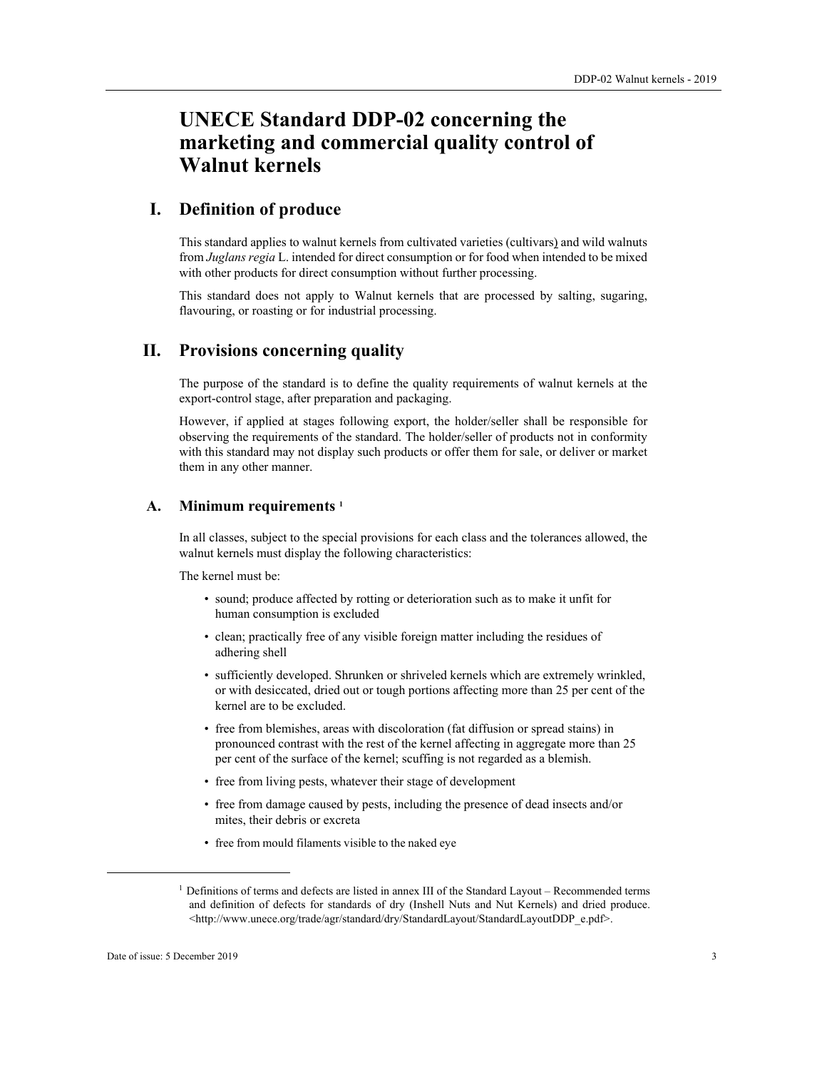# UNECE Standard DDP-02 concerning the marketing and commercial quality control of Walnut kernels

## I. Definition of produce

This standard applies to walnut kernels from cultivated varieties (cultivars) and wild walnuts from *Juglans regia* L. intended for direct consumption or for food when intended to be mixed with other products for direct consumption without further processing.

This standard does not apply to Walnut kernels that are processed by salting, sugaring, flavouring, or roasting or for industrial processing.

## II. Provisions concerning quality

The purpose of the standard is to define the quality requirements of walnut kernels at the export-control stage, after preparation and packaging.

However, if applied at stages following export, the holder/seller shall be responsible for observing the requirements of the standard. The holder/seller of products not in conformity with this standard may not display such products or offer them for sale, or deliver or market them in any other manner.

### A. Minimum requirements [1]

In all classes, subject to the special provisions for each class and the tolerances allowed, the walnut kernels must display the following characteristics:

The kernel must be:

- sound; produce affected by rotting or deterioration such as to make it unfit for human consumption is excluded
- clean; practically free of any visible foreign matter including the residues of adhering shell
- sufficiently developed. Shrunken or shriveled kernels which are extremely wrinkled, or with desiccated, dried out or tough portions affecting more than 25 per cent of the kernel are to be excluded.
- free from blemishes, areas with discoloration (fat diffusion or spread stains) in pronounced contrast with the rest of the kernel affecting in aggregate more than 25 per cent of the surface of the kernel; scuffing is not regarded as a blemish.
- free from living pests, whatever their stage of development
- free from damage caused by pests, including the presence of dead insects and/or mites, their debris or excreta
- free from mould filaments visible to the naked eye

[1] Definitions of terms and defects are listed in annex III of the Standard Layout – Recommended terms and definition of defects for standards of dry (Inshell Nuts and Nut Kernels) and dried produce. <http://www.unece.org/trade/agr/standard/dry/StandardLayout/StandardLayoutDDP_e.pdf>.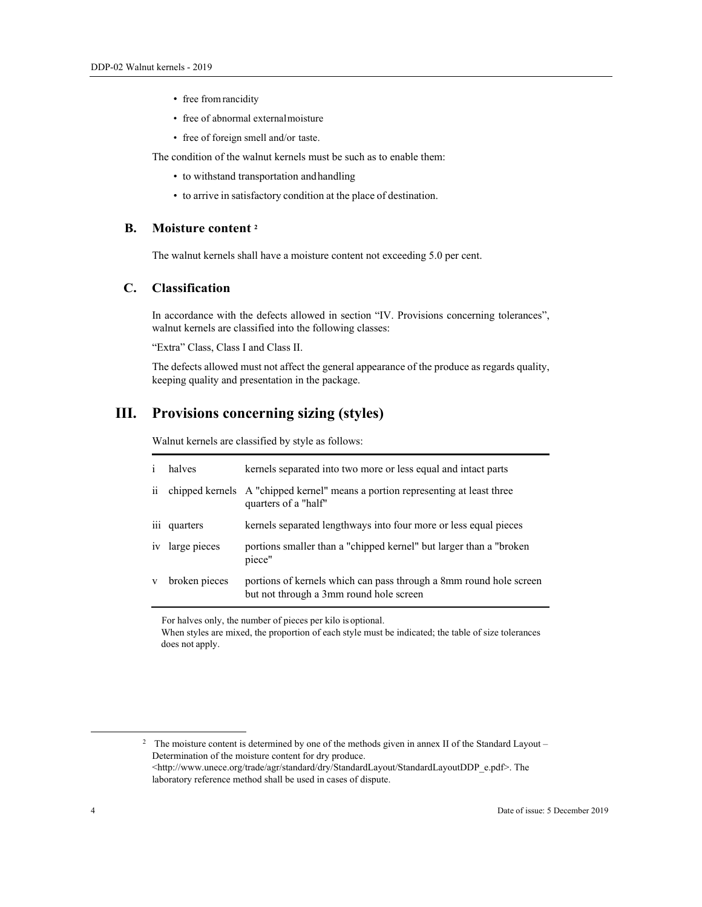- free from rancidity
- free of abnormal external moisture
- free of foreign smell and/or taste.

The condition of the walnut kernels must be such as to enable them:

- to withstand transportation and handling
- to arrive in satisfactory condition at the place of destination.

## B. Moisture content [2]

The walnut kernels shall have a moisture content not exceeding 5.0 per cent.

## C. Classification

In accordance with the defects allowed in section "IV. Provisions concerning tolerances", walnut kernels are classified into the following classes:

"Extra" Class, Class I and Class II.

The defects allowed must not affect the general appearance of the produce as regards quality, keeping quality and presentation in the package.

# III. Provisions concerning sizing (styles)

Walnut kernels are classified by style as follows:

| | | |
|---|---|---|
| i | halves | kernels separated into two more or less equal and intact parts |
| ii | chipped kernels | A "chipped kernel" means a portion representing at least three quarters of a "half" |
| iii | quarters | kernels separated lengthways into four more or less equal pieces |
| iv | large pieces | portions smaller than a "chipped kernel" but larger than a "broken piece" |
| v | broken pieces | portions of kernels which can pass through a 8mm round hole screen but not through a 3mm round hole screen |

For halves only, the number of pieces per kilo is optional.

When styles are mixed, the proportion of each style must be indicated; the table of size tolerances does not apply.

---

[2] The moisture content is determined by one of the methods given in annex II of the Standard Layout – Determination of the moisture content for dry produce. <http://www.unece.org/trade/agr/standard/dry/StandardLayout/StandardLayoutDDP_e.pdf>. The laboratory reference method shall be used in cases of dispute.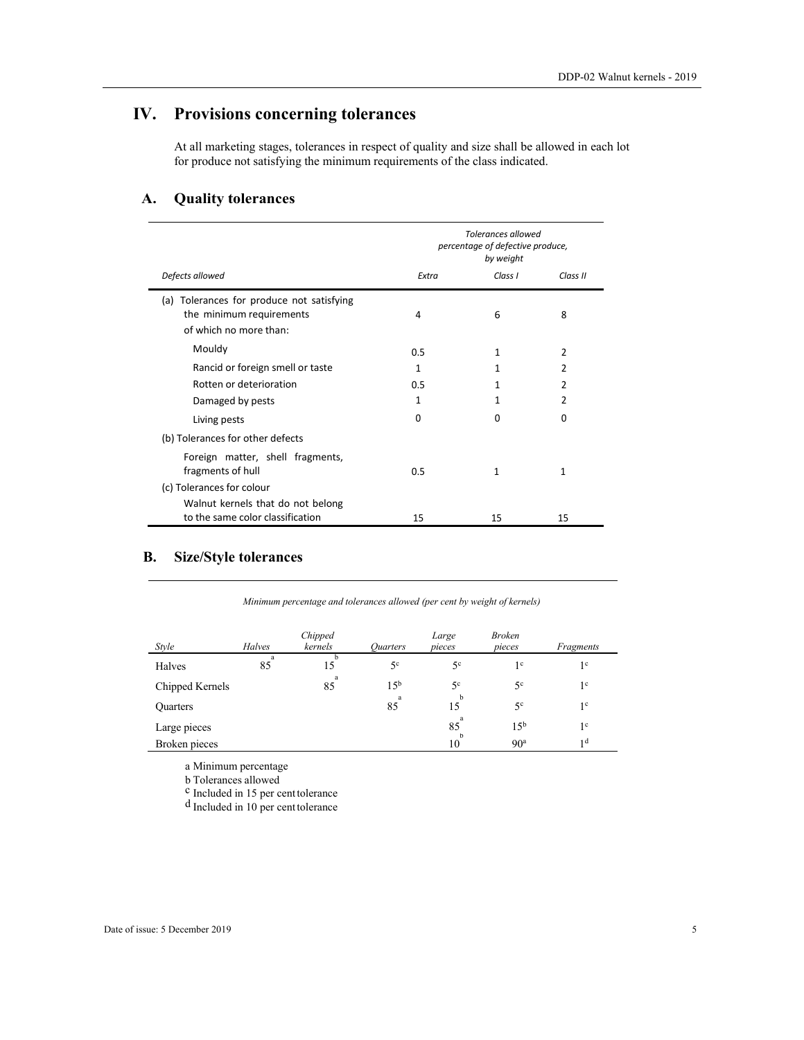# IV. Provisions concerning tolerances

At all marketing stages, tolerances in respect of quality and size shall be allowed in each lot for produce not satisfying the minimum requirements of the class indicated.

## A. Quality tolerances

| | *Tolerances allowed percentage of defective produce, by weight* | | |
|---|---|---|---|
| *Defects allowed* | *Extra* | *Class I* | *Class II* |
| (a) Tolerances for produce not satisfying the minimum requirements | 4 | 6 | 8 |
| of which no more than: | | | |
| Mouldy | 0.5 | 1 | 2 |
| Rancid or foreign smell or taste | 1 | 1 | 2 |
| Rotten or deterioration | 0.5 | 1 | 2 |
| Damaged by pests | 1 | 1 | 2 |
| Living pests | 0 | 0 | 0 |
| (b) Tolerances for other defects | | | |
| Foreign matter, shell fragments, fragments of hull | 0.5 | 1 | 1 |
| (c) Tolerances for colour | | | |
| Walnut kernels that do not belong to the same color classification | 15 | 15 | 15 |

## B. Size/Style tolerances

*Minimum percentage and tolerances allowed (per cent by weight of kernels)*

| *Style* | *Halves* | *Chipped kernels* | *Quarters* | *Large pieces* | *Broken pieces* | *Fragments* |
|---|---|---|---|---|---|---|
| Halves | 85[a] | 15[b] | 5[c] | 5[c] | 1[c] | 1[c] |
| Chipped Kernels | | 85[a] | 15[b] | 5[c] | 5[c] | 1[c] |
| Quarters | | | 85[a] | 15[b] | 5[c] | 1[c] |
| Large pieces | | | | 85[a] | 15[b] | 1[c] |
| Broken pieces | | | | 10[b] | 90[a] | 1[d] |

a Minimum percentage

b Tolerances allowed

c Included in 15 per cent tolerance

d Included in 10 per cent tolerance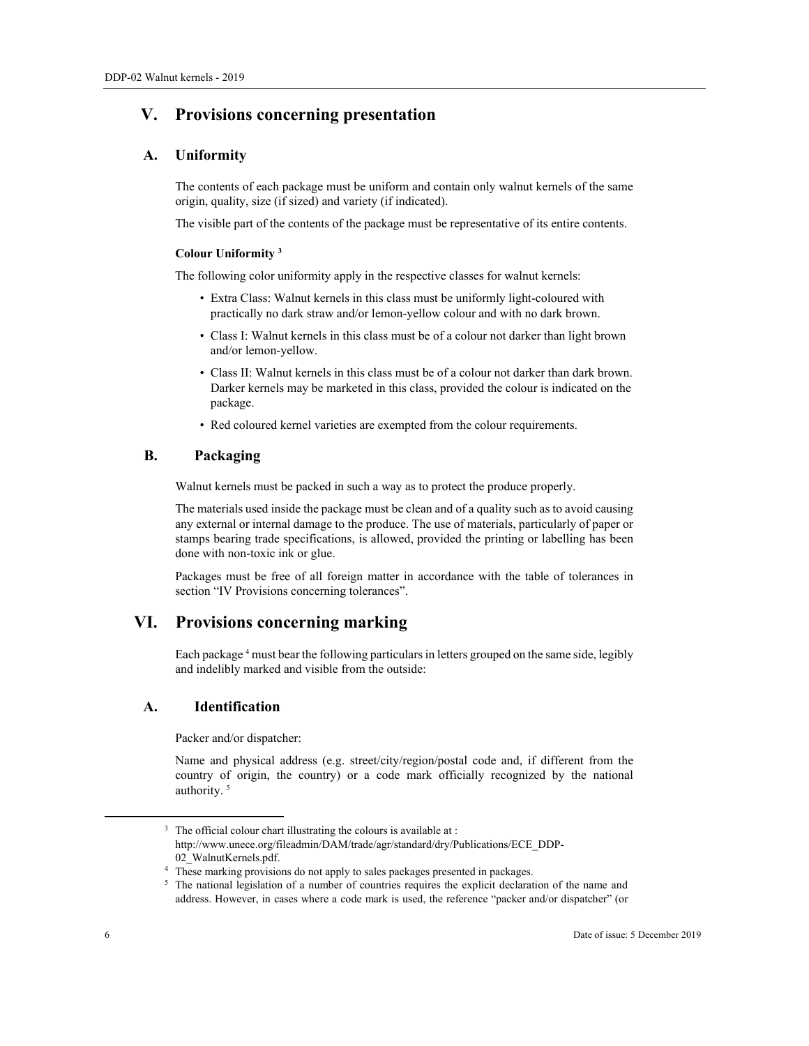## V. Provisions concerning presentation

### A. Uniformity

The contents of each package must be uniform and contain only walnut kernels of the same origin, quality, size (if sized) and variety (if indicated).

The visible part of the contents of the package must be representative of its entire contents.

**Colour Uniformity [3]**

The following color uniformity apply in the respective classes for walnut kernels:

- Extra Class: Walnut kernels in this class must be uniformly light-coloured with practically no dark straw and/or lemon-yellow colour and with no dark brown.
- Class I: Walnut kernels in this class must be of a colour not darker than light brown and/or lemon-yellow.
- Class II: Walnut kernels in this class must be of a colour not darker than dark brown. Darker kernels may be marketed in this class, provided the colour is indicated on the package.
- Red coloured kernel varieties are exempted from the colour requirements.

### B. Packaging

Walnut kernels must be packed in such a way as to protect the produce properly.

The materials used inside the package must be clean and of a quality such as to avoid causing any external or internal damage to the produce. The use of materials, particularly of paper or stamps bearing trade specifications, is allowed, provided the printing or labelling has been done with non-toxic ink or glue.

Packages must be free of all foreign matter in accordance with the table of tolerances in section "IV Provisions concerning tolerances".

## VI. Provisions concerning marking

Each package [4] must bear the following particulars in letters grouped on the same side, legibly and indelibly marked and visible from the outside:

### A. Identification

Packer and/or dispatcher:

Name and physical address (e.g. street/city/region/postal code and, if different from the country of origin, the country) or a code mark officially recognized by the national authority. [5]

---

[3] The official colour chart illustrating the colours is available at : http://www.unece.org/fileadmin/DAM/trade/agr/standard/dry/Publications/ECE_DDP-02_WalnutKernels.pdf.

[4] These marking provisions do not apply to sales packages presented in packages.

[5] The national legislation of a number of countries requires the explicit declaration of the name and address. However, in cases where a code mark is used, the reference "packer and/or dispatcher" (or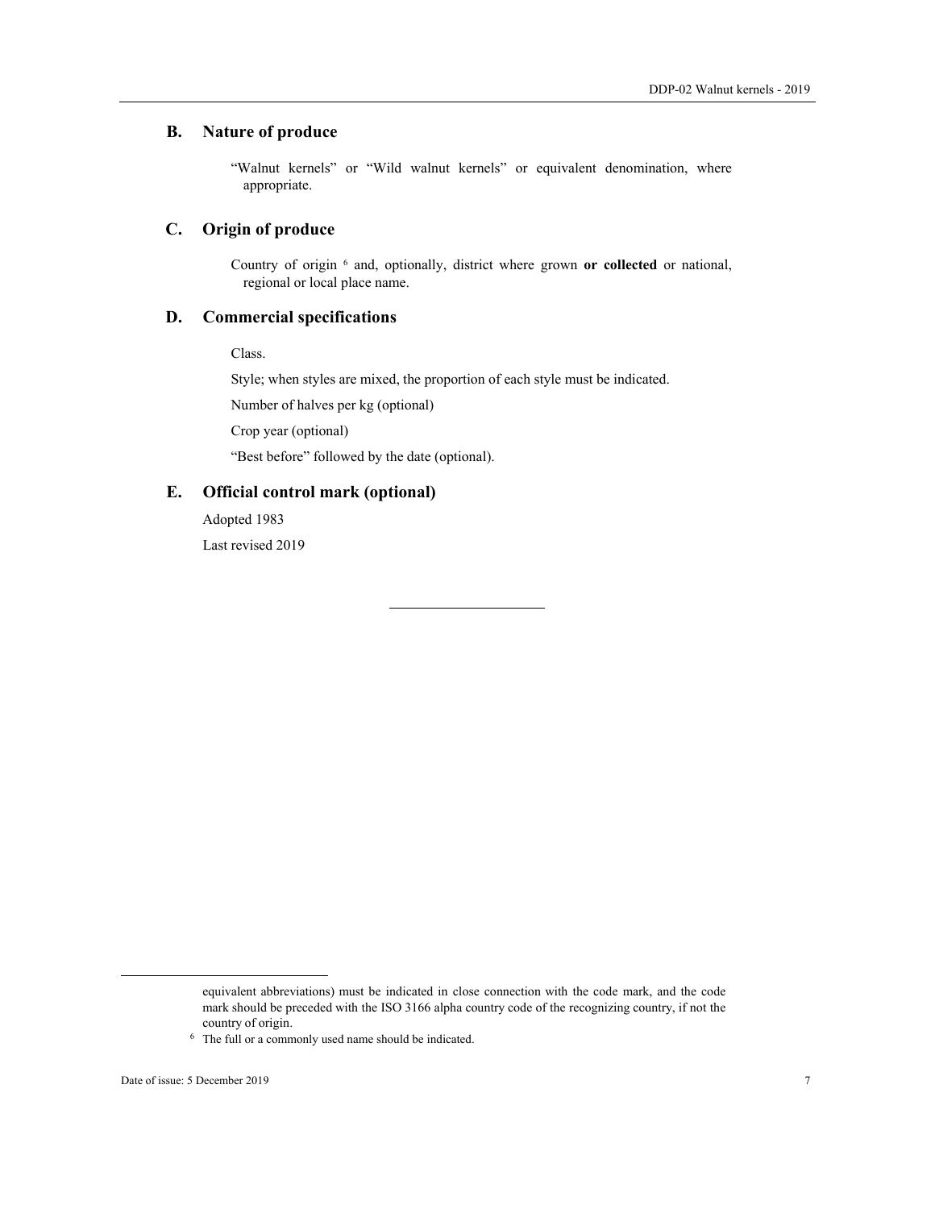## B. Nature of produce

"Walnut kernels" or "Wild walnut kernels" or equivalent denomination, where appropriate.

## C. Origin of produce

Country of origin [6] and, optionally, district where grown **or collected** or national, regional or local place name.

## D. Commercial specifications

Class.

Style; when styles are mixed, the proportion of each style must be indicated.

Number of halves per kg (optional)

Crop year (optional)

"Best before" followed by the date (optional).

## E. Official control mark (optional)

Adopted 1983

Last revised 2019

---

equivalent abbreviations) must be indicated in close connection with the code mark, and the code mark should be preceded with the ISO 3166 alpha country code of the recognizing country, if not the country of origin.

[6] The full or a commonly used name should be indicated.